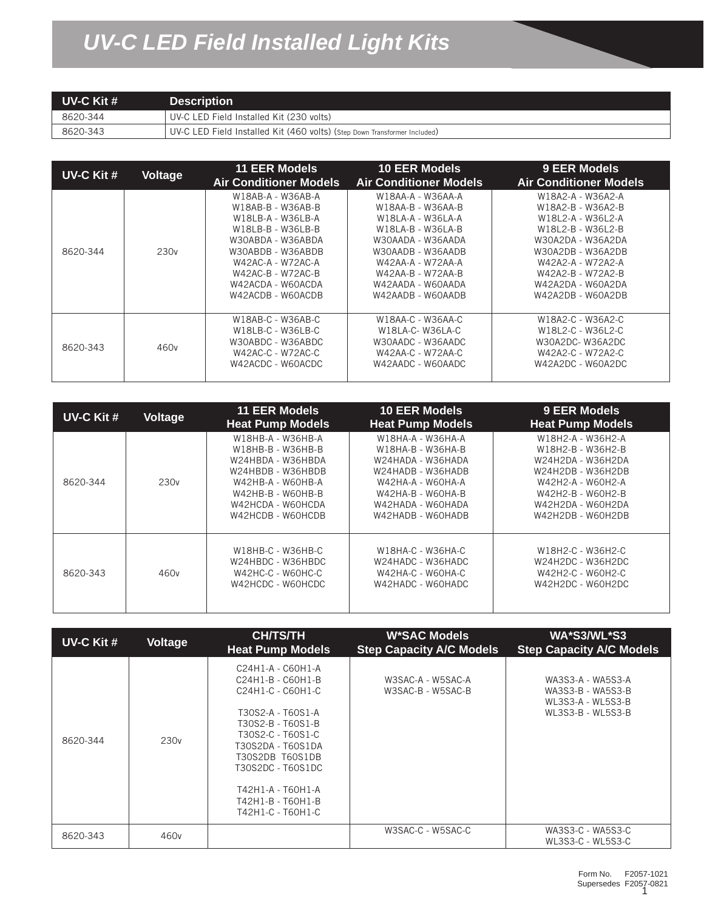# *UV-C LED Field Installed Light Kits*

| UV-C Kit # | Description |
|---|---|
| 8620-344 | UV-C LED Field Installed Kit (230 volts) |
| 8620-343 | UV-C LED Field Installed Kit (460 volts) (Step Down Transformer Included) |

| UV-C Kit # | Voltage | 11 EER Models Air Conditioner Models | 10 EER Models Air Conditioner Models | 9 EER Models Air Conditioner Models |
|---|---|---|---|---|
| 8620-344 | 230v | W18AB-A - W36AB-A<br>W18AB-B - W36AB-B<br>W18LB-A - W36LB-A<br>W18LB-B - W36LB-B<br>W30ABDA - W36ABDA<br>W30ABDB - W36ABDB<br>W42AC-A - W72AC-A<br>W42AC-B - W72AC-B<br>W42ACDA - W60ACDA<br>W42ACDB - W60ACDB | W18AA-A - W36AA-A<br>W18AA-B - W36AA-B<br>W18LA-A - W36LA-A<br>W18LA-B - W36LA-B<br>W30AADA - W36AADA<br>W30AADB - W36AADB<br>W42AA-A - W72AA-A<br>W42AA-B - W72AA-B<br>W42AADA - W60AADA<br>W42AADB - W60AADB | W18A2-A - W36A2-A<br>W18A2-B - W36A2-B<br>W18L2-A - W36L2-A<br>W18L2-B - W36L2-B<br>W30A2DA - W36A2DA<br>W30A2DB - W36A2DB<br>W42A2-A - W72A2-A<br>W42A2-B - W72A2-B<br>W42A2DA - W60A2DA<br>W42A2DB - W60A2DB |
| 8620-343 | 460v | W18AB-C - W36AB-C<br>W18LB-C - W36LB-C<br>W30ABDC - W36ABDC<br>W42AC-C - W72AC-C<br>W42ACDC - W60ACDC | W18AA-C - W36AA-C<br>W18LA-C- W36LA-C<br>W30AADC - W36AADC<br>W42AA-C - W72AA-C<br>W42AADC - W60AADC | W18A2-C - W36A2-C<br>W18L2-C - W36L2-C<br>W30A2DC- W36A2DC<br>W42A2-C - W72A2-C<br>W42A2DC - W60A2DC |

| UV-C Kit # | Voltage | 11 EER Models Heat Pump Models | 10 EER Models Heat Pump Models | 9 EER Models Heat Pump Models |
|---|---|---|---|---|
| 8620-344 | 230v | W18HB-A - W36HB-A<br>W18HB-B - W36HB-B<br>W24HBDA - W36HBDA<br>W24HBDB - W36HBDB<br>W42HB-A - W60HB-A<br>W42HB-B - W60HB-B<br>W42HCDA - W60HCDA<br>W42HCDB - W60HCDB | W18HA-A - W36HA-A<br>W18HA-B - W36HA-B<br>W24HADA - W36HADA<br>W24HADB - W36HADB<br>W42HA-A - W60HA-A<br>W42HA-B - W60HA-B<br>W42HADA - W60HADA<br>W42HADB - W60HADB | W18H2-A - W36H2-A<br>W18H2-B - W36H2-B<br>W24H2DA - W36H2DA<br>W24H2DB - W36H2DB<br>W42H2-A - W60H2-A<br>W42H2-B - W60H2-B<br>W42H2DA - W60H2DA<br>W42H2DB - W60H2DB |
| 8620-343 | 460v | W18HB-C - W36HB-C<br>W24HBDC - W36HBDC<br>W42HC-C - W60HC-C<br>W42HCDC - W60HCDC | W18HA-C - W36HA-C<br>W24HADC - W36HADC<br>W42HA-C - W60HA-C<br>W42HADC - W60HADC | W18H2-C - W36H2-C<br>W24H2DC - W36H2DC<br>W42H2-C - W60H2-C<br>W42H2DC - W60H2DC |

| UV-C Kit # | Voltage | CH/TS/TH Heat Pump Models | W*SAC Models Step Capacity A/C Models | WA*S3/WL*S3 Step Capacity A/C Models |
|---|---|---|---|---|
| 8620-344 | 230v | C24H1-A - C60H1-A<br>C24H1-B - C60H1-B<br>C24H1-C - C60H1-C<br><br>T30S2-A - T60S1-A<br>T30S2-B - T60S1-B<br>T30S2-C - T60S1-C<br>T30S2DA - T60S1DA<br>T30S2DB T60S1DB<br>T30S2DC - T60S1DC<br><br>T42H1-A - T60H1-A<br>T42H1-B - T60H1-B<br>T42H1-C - T60H1-C | W3SAC-A - W5SAC-A<br>W3SAC-B - W5SAC-B | WA3S3-A - WA5S3-A<br>WA3S3-B - WA5S3-B<br>WL3S3-A - WL5S3-B<br>WL3S3-B - WL5S3-B |
| 8620-343 | 460v | | W3SAC-C - W5SAC-C | WA3S3-C - WA5S3-C<br>WL3S3-C - WL5S3-C |

Form No. F2057-1021
Supersedes F2057-0821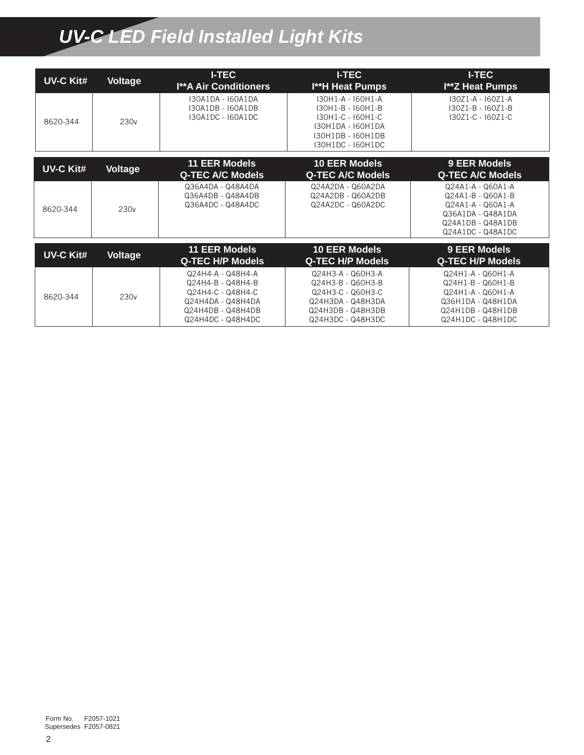# UV-C LED Field Installed Light Kits

| UV-C Kit# | Voltage | I-TEC I**A Air Conditioners | I-TEC I**H Heat Pumps | I-TEC I**Z Heat Pumps |
|---|---|---|---|---|
| 8620-344 | 230v | I30A1DA - I60A1DA<br>I30A1DB - I60A1DB<br>I30A1DC - I60A1DC | I30H1-A - I60H1-A<br>I30H1-B - I60H1-B<br>I30H1-C - I60H1-C<br>I30H1DA - I60H1DA<br>I30H1DB - I60H1DB<br>I30H1DC - I60H1DC | I30Z1-A - I60Z1-A<br>I30Z1-B - I60Z1-B<br>I30Z1-C - I60Z1-C |

| UV-C Kit# | Voltage | 11 EER Models Q-TEC A/C Models | 10 EER Models Q-TEC A/C Models | 9 EER Models Q-TEC A/C Models |
|---|---|---|---|---|
| 8620-344 | 230v | Q36A4DA - Q48A4DA<br>Q36A4DB - Q48A4DB<br>Q36A4DC - Q48A4DC | Q24A2DA - Q60A2DA<br>Q24A2DB - Q60A2DB<br>Q24A2DC - Q60A2DC | Q24A1-A - Q60A1-A<br>Q24A1-B - Q60A1-B<br>Q24A1-A - Q60A1-A<br>Q36A1DA - Q48A1DA<br>Q24A1DB - Q48A1DB<br>Q24A1DC - Q48A1DC |

| UV-C Kit# | Voltage | 11 EER Models Q-TEC H/P Models | 10 EER Models Q-TEC H/P Models | 9 EER Models Q-TEC H/P Models |
|---|---|---|---|---|
| 8620-344 | 230v | Q24H4-A - Q48H4-A<br>Q24H4-B - Q48H4-B<br>Q24H4-C - Q48H4-C<br>Q24H4DA - Q48H4DA<br>Q24H4DB - Q48H4DB<br>Q24H4DC - Q48H4DC | Q24H3-A - Q60H3-A<br>Q24H3-B - Q60H3-B<br>Q24H3-C - Q60H3-C<br>Q24H3DA - Q48H3DA<br>Q24H3DB - Q48H3DB<br>Q24H3DC - Q48H3DC | Q24H1-A - Q60H1-A<br>Q24H1-B - Q60H1-B<br>Q24H1-A - Q60H1-A<br>Q36H1DA - Q48H1DA<br>Q24H1DB - Q48H1DB<br>Q24H1DC - Q48H1DC |

Form No. F2057-1021
Supersedes F2057-0821